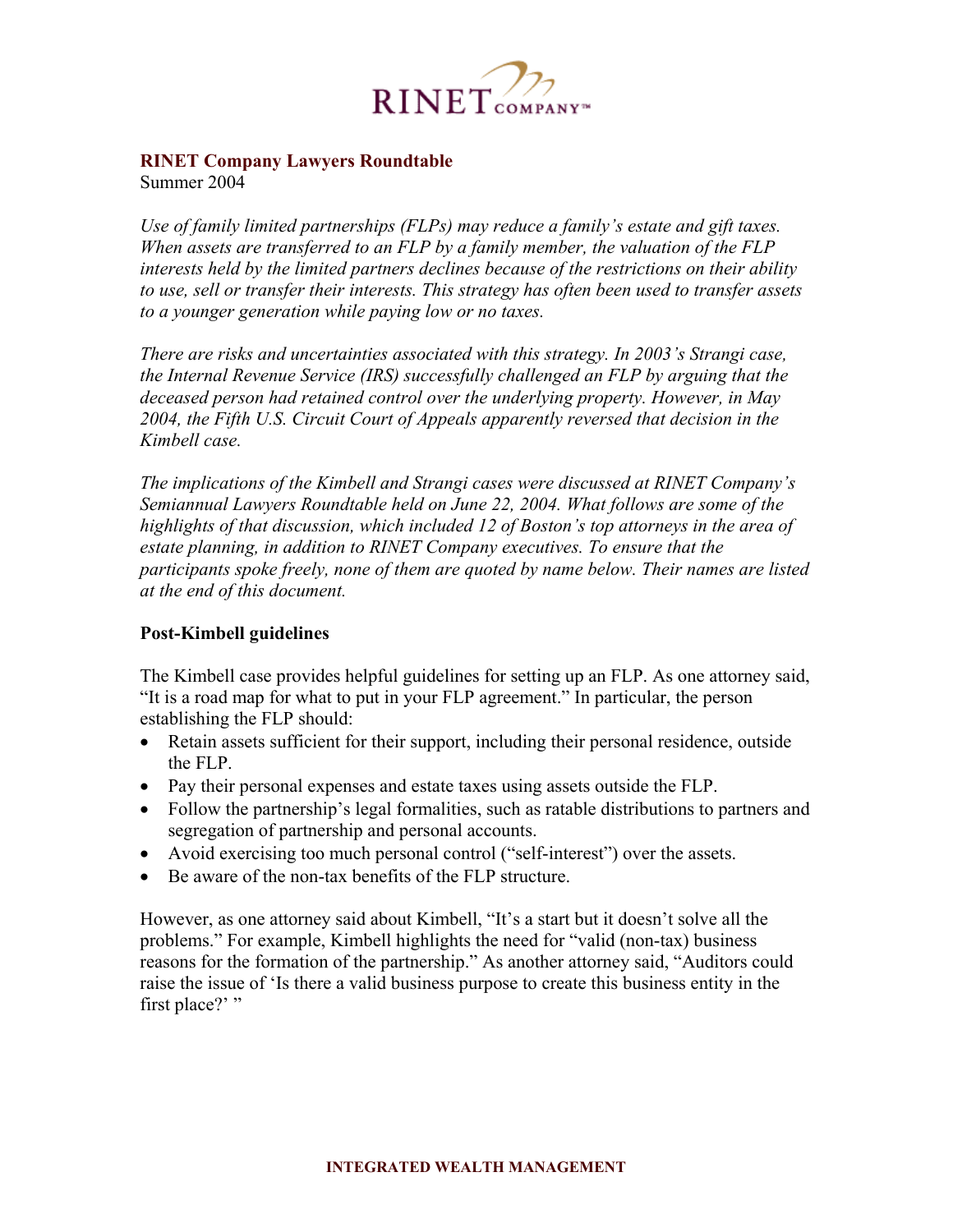RINET COMPANY™

**RINET Company Lawyers Roundtable**
Summer 2004

*Use of family limited partnerships (FLPs) may reduce a family's estate and gift taxes. When assets are transferred to an FLP by a family member, the valuation of the FLP interests held by the limited partners declines because of the restrictions on their ability to use, sell or transfer their interests. This strategy has often been used to transfer assets to a younger generation while paying low or no taxes.*

*There are risks and uncertainties associated with this strategy. In 2003's Strangi case, the Internal Revenue Service (IRS) successfully challenged an FLP by arguing that the deceased person had retained control over the underlying property. However, in May 2004, the Fifth U.S. Circuit Court of Appeals apparently reversed that decision in the Kimbell case.*

*The implications of the Kimbell and Strangi cases were discussed at RINET Company's Semiannual Lawyers Roundtable held on June 22, 2004. What follows are some of the highlights of that discussion, which included 12 of Boston's top attorneys in the area of estate planning, in addition to RINET Company executives. To ensure that the participants spoke freely, none of them are quoted by name below. Their names are listed at the end of this document.*

**Post-Kimbell guidelines**

The Kimbell case provides helpful guidelines for setting up an FLP. As one attorney said, "It is a road map for what to put in your FLP agreement." In particular, the person establishing the FLP should:

- Retain assets sufficient for their support, including their personal residence, outside the FLP.
- Pay their personal expenses and estate taxes using assets outside the FLP.
- Follow the partnership's legal formalities, such as ratable distributions to partners and segregation of partnership and personal accounts.
- Avoid exercising too much personal control ("self-interest") over the assets.
- Be aware of the non-tax benefits of the FLP structure.

However, as one attorney said about Kimbell, "It's a start but it doesn't solve all the problems." For example, Kimbell highlights the need for "valid (non-tax) business reasons for the formation of the partnership." As another attorney said, "Auditors could raise the issue of 'Is there a valid business purpose to create this business entity in the first place?' "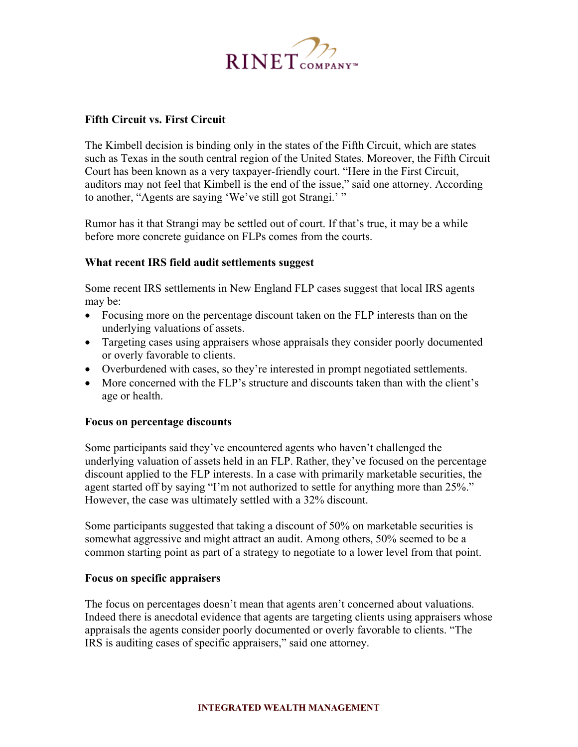### Fifth Circuit vs. First Circuit

The Kimbell decision is binding only in the states of the Fifth Circuit, which are states such as Texas in the south central region of the United States. Moreover, the Fifth Circuit Court has been known as a very taxpayer-friendly court. "Here in the First Circuit, auditors may not feel that Kimbell is the end of the issue," said one attorney. According to another, "Agents are saying 'We've still got Strangi.' "

Rumor has it that Strangi may be settled out of court. If that's true, it may be a while before more concrete guidance on FLPs comes from the courts.

### What recent IRS field audit settlements suggest

Some recent IRS settlements in New England FLP cases suggest that local IRS agents may be:

- Focusing more on the percentage discount taken on the FLP interests than on the underlying valuations of assets.
- Targeting cases using appraisers whose appraisals they consider poorly documented or overly favorable to clients.
- Overburdened with cases, so they're interested in prompt negotiated settlements.
- More concerned with the FLP's structure and discounts taken than with the client's age or health.

### Focus on percentage discounts

Some participants said they've encountered agents who haven't challenged the underlying valuation of assets held in an FLP. Rather, they've focused on the percentage discount applied to the FLP interests. In a case with primarily marketable securities, the agent started off by saying "I'm not authorized to settle for anything more than 25%." However, the case was ultimately settled with a 32% discount.

Some participants suggested that taking a discount of 50% on marketable securities is somewhat aggressive and might attract an audit. Among others, 50% seemed to be a common starting point as part of a strategy to negotiate to a lower level from that point.

### Focus on specific appraisers

The focus on percentages doesn't mean that agents aren't concerned about valuations. Indeed there is anecdotal evidence that agents are targeting clients using appraisers whose appraisals the agents consider poorly documented or overly favorable to clients. "The IRS is auditing cases of specific appraisers," said one attorney.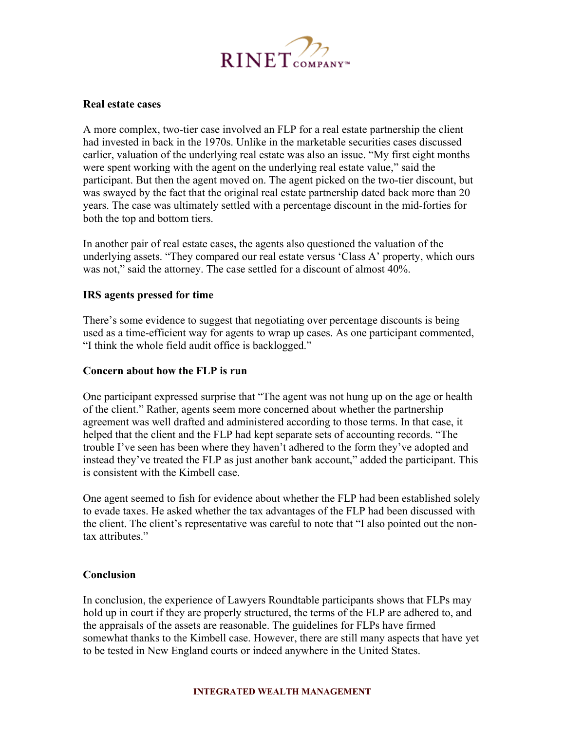### Real estate cases

A more complex, two-tier case involved an FLP for a real estate partnership the client had invested in back in the 1970s. Unlike in the marketable securities cases discussed earlier, valuation of the underlying real estate was also an issue. "My first eight months were spent working with the agent on the underlying real estate value," said the participant. But then the agent moved on. The agent picked on the two-tier discount, but was swayed by the fact that the original real estate partnership dated back more than 20 years. The case was ultimately settled with a percentage discount in the mid-forties for both the top and bottom tiers.

In another pair of real estate cases, the agents also questioned the valuation of the underlying assets. "They compared our real estate versus 'Class A' property, which ours was not," said the attorney. The case settled for a discount of almost 40%.

### IRS agents pressed for time

There's some evidence to suggest that negotiating over percentage discounts is being used as a time-efficient way for agents to wrap up cases. As one participant commented, "I think the whole field audit office is backlogged."

### Concern about how the FLP is run

One participant expressed surprise that "The agent was not hung up on the age or health of the client." Rather, agents seem more concerned about whether the partnership agreement was well drafted and administered according to those terms. In that case, it helped that the client and the FLP had kept separate sets of accounting records. "The trouble I've seen has been where they haven't adhered to the form they've adopted and instead they've treated the FLP as just another bank account," added the participant. This is consistent with the Kimbell case.

One agent seemed to fish for evidence about whether the FLP had been established solely to evade taxes. He asked whether the tax advantages of the FLP had been discussed with the client. The client's representative was careful to note that "I also pointed out the non-tax attributes."

### Conclusion

In conclusion, the experience of Lawyers Roundtable participants shows that FLPs may hold up in court if they are properly structured, the terms of the FLP are adhered to, and the appraisals of the assets are reasonable. The guidelines for FLPs have firmed somewhat thanks to the Kimbell case. However, there are still many aspects that have yet to be tested in New England courts or indeed anywhere in the United States.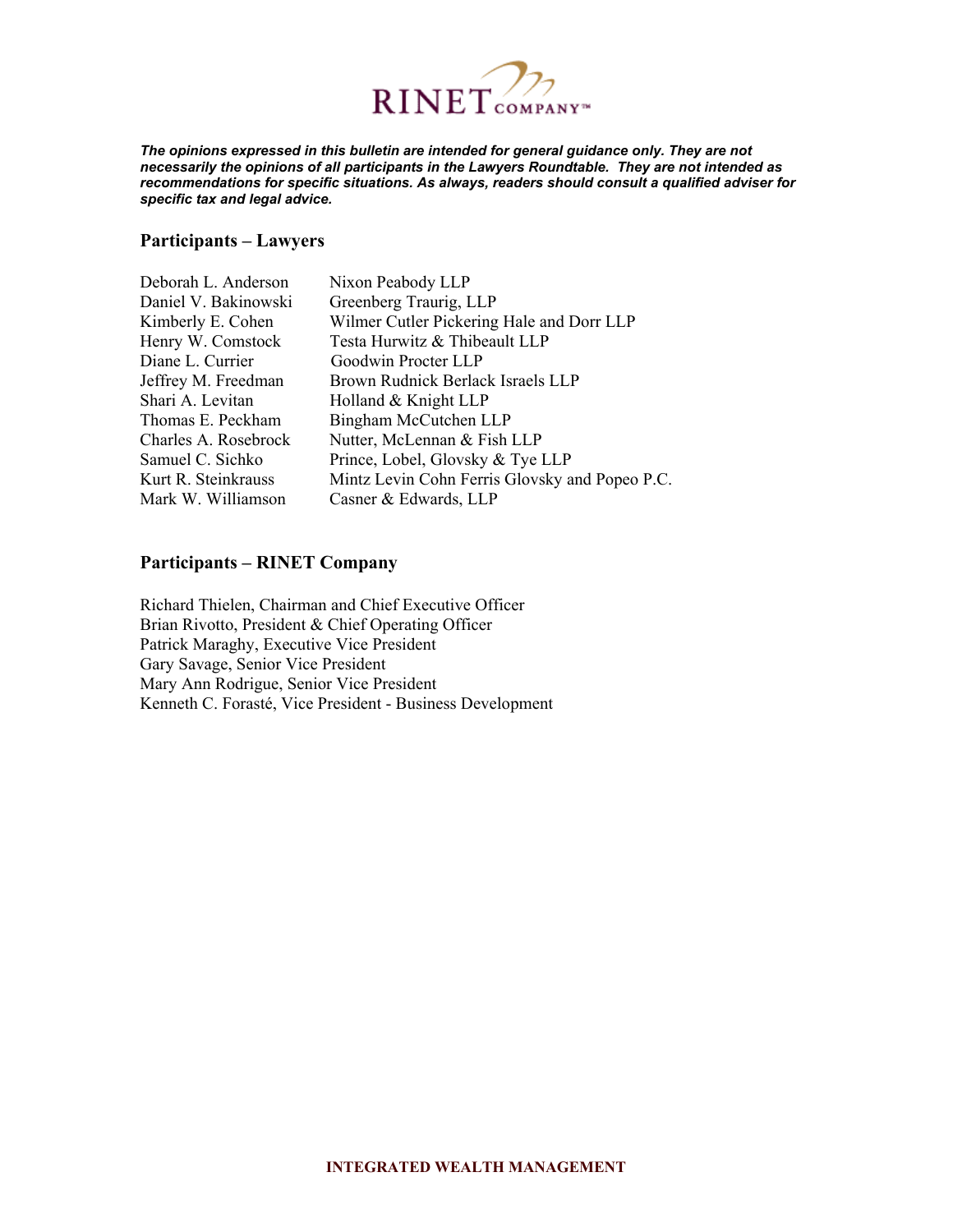RINET COMPANY™

***The opinions expressed in this bulletin are intended for general guidance only. They are not necessarily the opinions of all participants in the Lawyers Roundtable. They are not intended as recommendations for specific situations. As always, readers should consult a qualified adviser for specific tax and legal advice.***

## Participants – Lawyers

| | |
|---|---|
| Deborah L. Anderson | Nixon Peabody LLP |
| Daniel V. Bakinowski | Greenberg Traurig, LLP |
| Kimberly E. Cohen | Wilmer Cutler Pickering Hale and Dorr LLP |
| Henry W. Comstock | Testa Hurwitz & Thibeault LLP |
| Diane L. Currier | Goodwin Procter LLP |
| Jeffrey M. Freedman | Brown Rudnick Berlack Israels LLP |
| Shari A. Levitan | Holland & Knight LLP |
| Thomas E. Peckham | Bingham McCutchen LLP |
| Charles A. Rosebrock | Nutter, McLennan & Fish LLP |
| Samuel C. Sichko | Prince, Lobel, Glovsky & Tye LLP |
| Kurt R. Steinkrauss | Mintz Levin Cohn Ferris Glovsky and Popeo P.C. |
| Mark W. Williamson | Casner & Edwards, LLP |

## Participants – RINET Company

Richard Thielen, Chairman and Chief Executive Officer
Brian Rivotto, President & Chief Operating Officer
Patrick Maraghy, Executive Vice President
Gary Savage, Senior Vice President
Mary Ann Rodrigue, Senior Vice President
Kenneth C. Forasté, Vice President - Business Development

**INTEGRATED WEALTH MANAGEMENT**